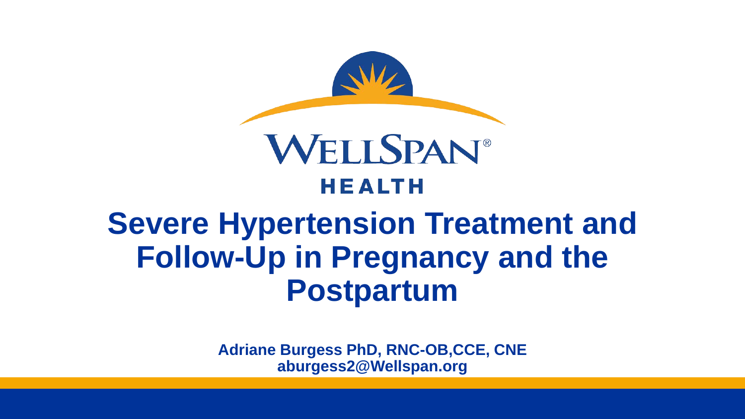WELLSPAN® HEALTH

# Severe Hypertension Treatment and Follow-Up in Pregnancy and the Postpartum

**Adriane Burgess PhD, RNC-OB,CCE, CNE**
**aburgess2@Wellspan.org**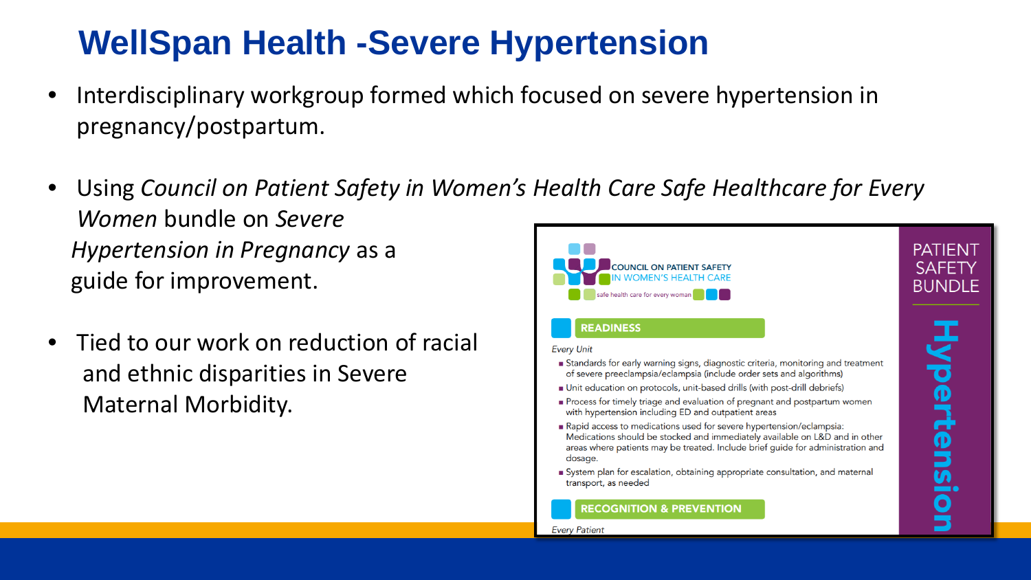# WellSpan Health -Severe Hypertension

- Interdisciplinary workgroup formed which focused on severe hypertension in pregnancy/postpartum.
- Using *Council on Patient Safety in Women's Health Care Safe Healthcare for Every Women* bundle on *Severe Hypertension in Pregnancy* as a guide for improvement.
- Tied to our work on reduction of racial and ethnic disparities in Severe Maternal Morbidity.

COUNCIL ON PATIENT SAFETY IN WOMEN'S HEALTH CARE

safe health care for every woman

PATIENT SAFETY BUNDLE

Hypertension

**READINESS**

*Every Unit*

- Standards for early warning signs, diagnostic criteria, monitoring and treatment of severe preeclampsia/eclampsia (include order sets and algorithms)
- Unit education on protocols, unit-based drills (with post-drill debriefs)
- Process for timely triage and evaluation of pregnant and postpartum women with hypertension including ED and outpatient areas
- Rapid access to medications used for severe hypertension/eclampsia: Medications should be stocked and immediately available on L&D and in other areas where patients may be treated. Include brief guide for administration and dosage.
- System plan for escalation, obtaining appropriate consultation, and maternal transport, as needed

**RECOGNITION & PREVENTION**

*Every Patient*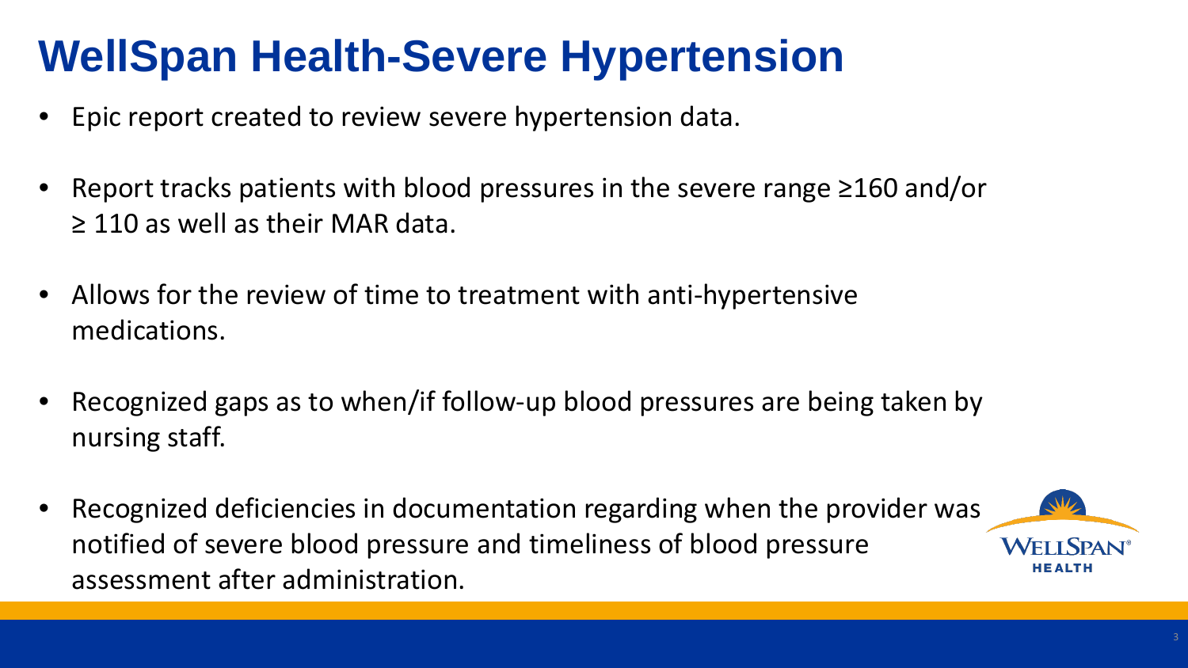# WellSpan Health-Severe Hypertension

- Epic report created to review severe hypertension data.
- Report tracks patients with blood pressures in the severe range ≥160 and/or ≥ 110 as well as their MAR data.
- Allows for the review of time to treatment with anti-hypertensive medications.
- Recognized gaps as to when/if follow-up blood pressures are being taken by nursing staff.
- Recognized deficiencies in documentation regarding when the provider was notified of severe blood pressure and timeliness of blood pressure assessment after administration.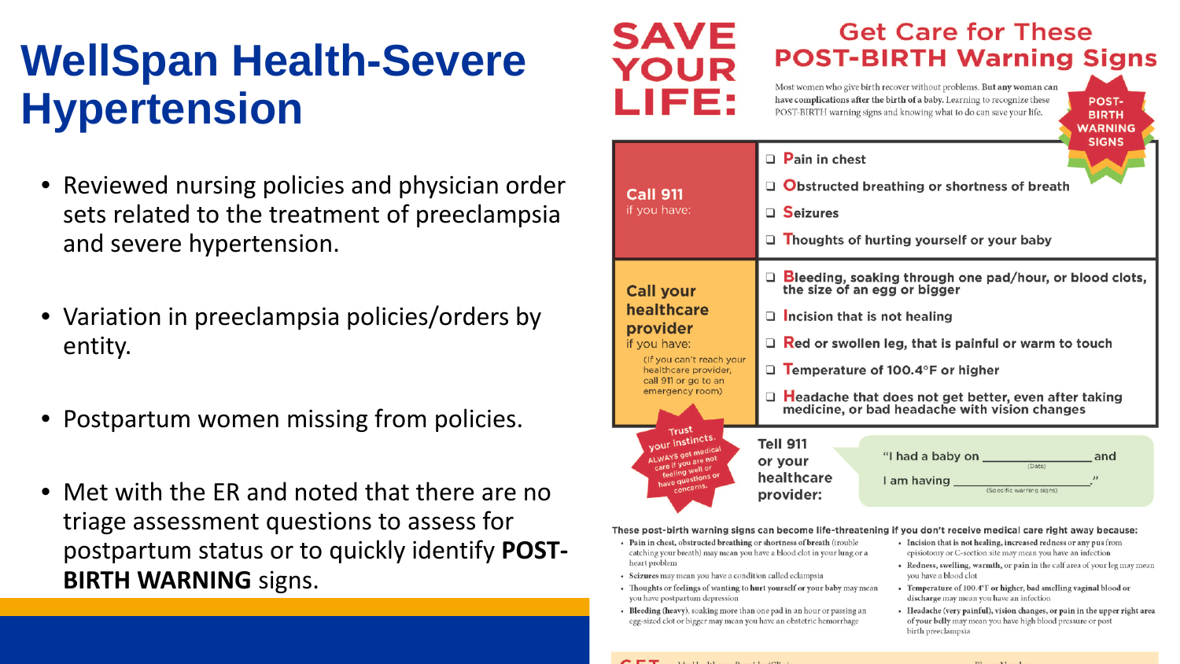# WellSpan Health-Severe Hypertension

- Reviewed nursing policies and physician order sets related to the treatment of preeclampsia and severe hypertension.
- Variation in preeclampsia policies/orders by entity.
- Postpartum women missing from policies.
- Met with the ER and noted that there are no triage assessment questions to assess for postpartum status or to quickly identify **POST-BIRTH WARNING** signs.

## SAVE YOUR LIFE: Get Care for These POST-BIRTH Warning Signs

Most women who give birth recover without problems. But any woman can have complications after the birth of a baby. Learning to recognize these POST-BIRTH warning signs and knowing what to do can save your life.

POST-BIRTH WARNING SIGNS

| | |
|---|---|
| **Call 911** if you have: | ❑ **P**ain in chest<br>❑ **O**bstructed breathing or shortness of breath<br>❑ **S**eizures<br>❑ **T**houghts of hurting yourself or your baby |
| **Call your healthcare provider** if you have:<br>(If you can't reach your healthcare provider, call 911 or go to an emergency room) | ❑ **B**leeding, soaking through one pad/hour, or blood clots, the size of an egg or bigger<br>❑ **I**ncision that is not healing<br>❑ **R**ed or swollen leg, that is painful or warm to touch<br>❑ **T**emperature of 100.4°F or higher<br>❑ **H**eadache that does not get better, even after taking medicine, or bad headache with vision changes |

Trust your instincts. ALWAYS get medical care if you are not feeling well or have questions or concerns.

**Tell 911 or your healthcare provider:**

"I had a baby on ____________ (Date) and I am having ____________ (Specific warning signs)."

**These post-birth warning signs can become life-threatening if you don't receive medical care right away because:**

- **Pain in chest, obstructed breathing** or **shortness of breath** (trouble catching your breath) may mean you have a blood clot in your lung or a heart problem
- **Seizures** may mean you have a condition called eclampsia
- **Thoughts or feelings of wanting to hurt yourself or your baby** may mean you have postpartum depression
- **Bleeding (heavy)**, soaking more than one pad in an hour or passing an egg-sized clot or bigger may mean you have an obstetric hemorrhage
- **Incision that is not healing, increased redness** or **any pus** from episiotomy or C-section site may mean you have an infection
- **Redness, swelling, warmth,** or **pain** in the calf area of your leg may mean you have a blood clot
- **Temperature of 100.4°F or higher, bad smelling vaginal blood** or **discharge** may mean you have an infection
- **Headache (very painful), vision changes,** or **pain in the upper right area of your belly** may mean you have high blood pressure or post birth preeclampsia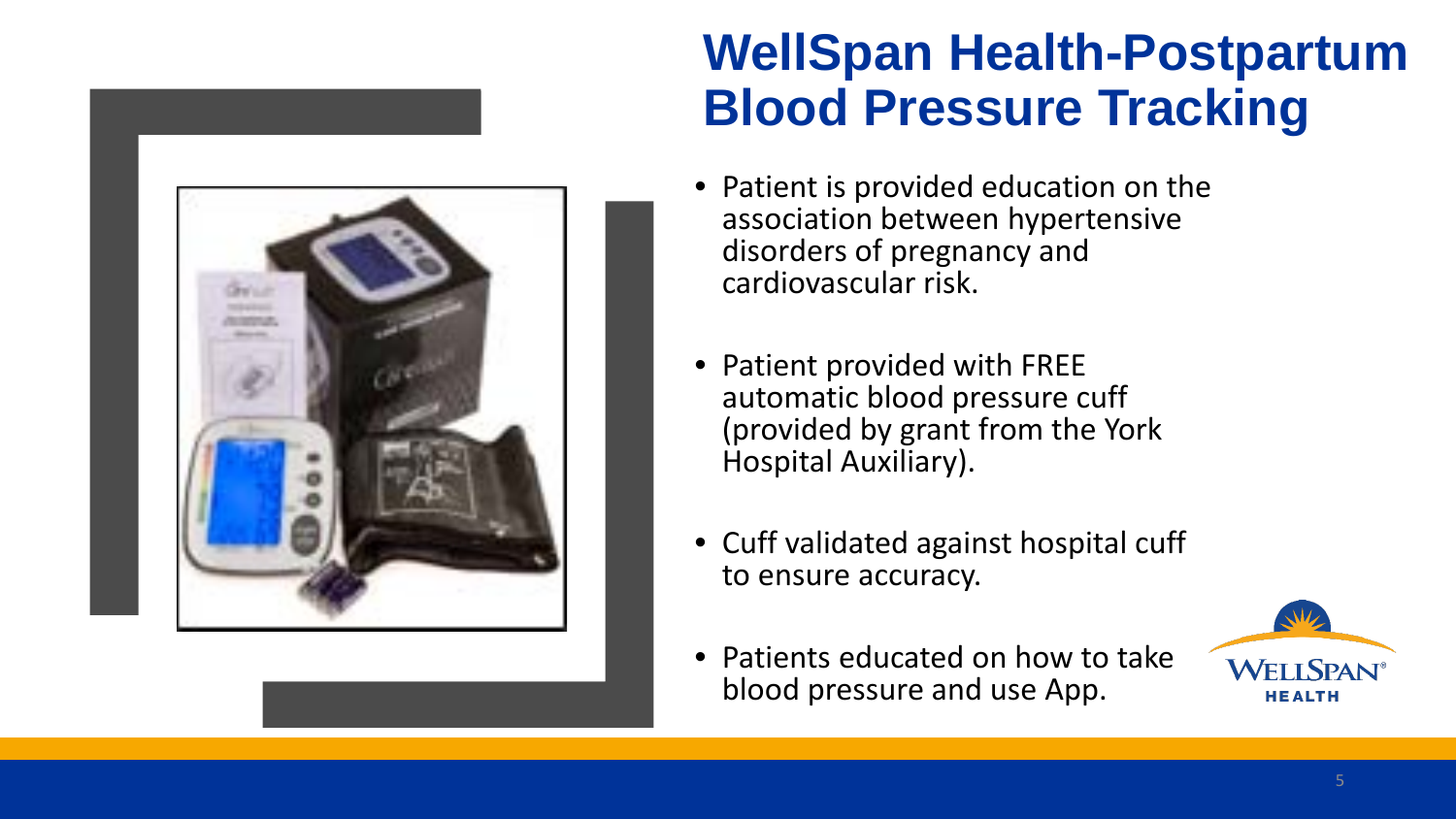# WellSpan Health-Postpartum Blood Pressure Tracking

- Patient is provided education on the association between hypertensive disorders of pregnancy and cardiovascular risk.
- Patient provided with FREE automatic blood pressure cuff (provided by grant from the York Hospital Auxiliary).
- Cuff validated against hospital cuff to ensure accuracy.
- Patients educated on how to take blood pressure and use App.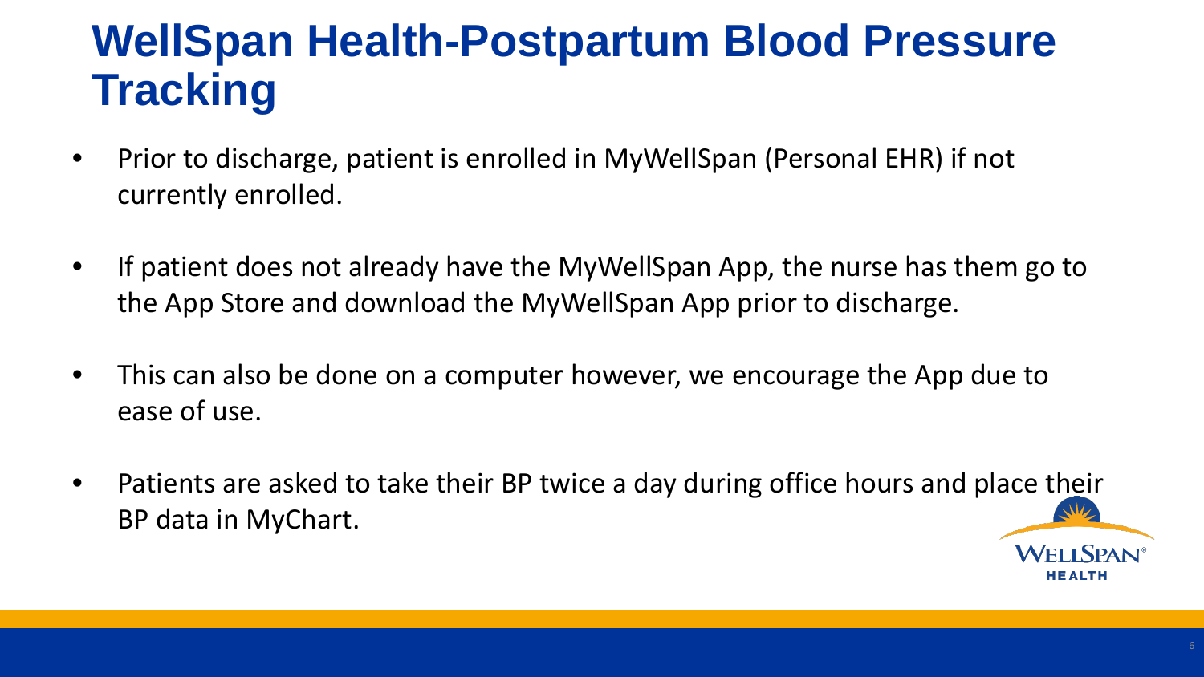# WellSpan Health-Postpartum Blood Pressure Tracking

- Prior to discharge, patient is enrolled in MyWellSpan (Personal EHR) if not currently enrolled.
- If patient does not already have the MyWellSpan App, the nurse has them go to the App Store and download the MyWellSpan App prior to discharge.
- This can also be done on a computer however, we encourage the App due to ease of use.
- Patients are asked to take their BP twice a day during office hours and place their BP data in MyChart.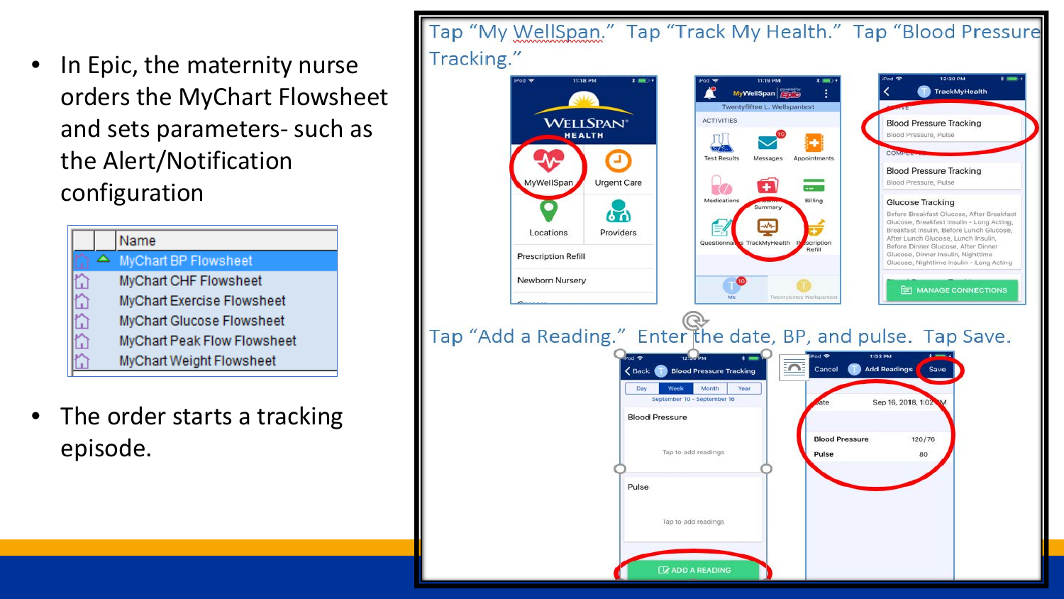- In Epic, the maternity nurse orders the MyChart Flowsheet and sets parameters- such as the Alert/Notification configuration

| | | Name |
|---|---|---|
| | | MyChart BP Flowsheet |
| | | MyChart CHF Flowsheet |
| | | MyChart Exercise Flowsheet |
| | | MyChart Glucose Flowsheet |
| | | MyChart Peak Flow Flowsheet |
| | | MyChart Weight Flowsheet |

- The order starts a tracking episode.

Tap "My WellSpan." Tap "Track My Health." Tap "Blood Pressure Tracking."

Tap "Add a Reading." Enter the date, BP, and pulse. Tap Save.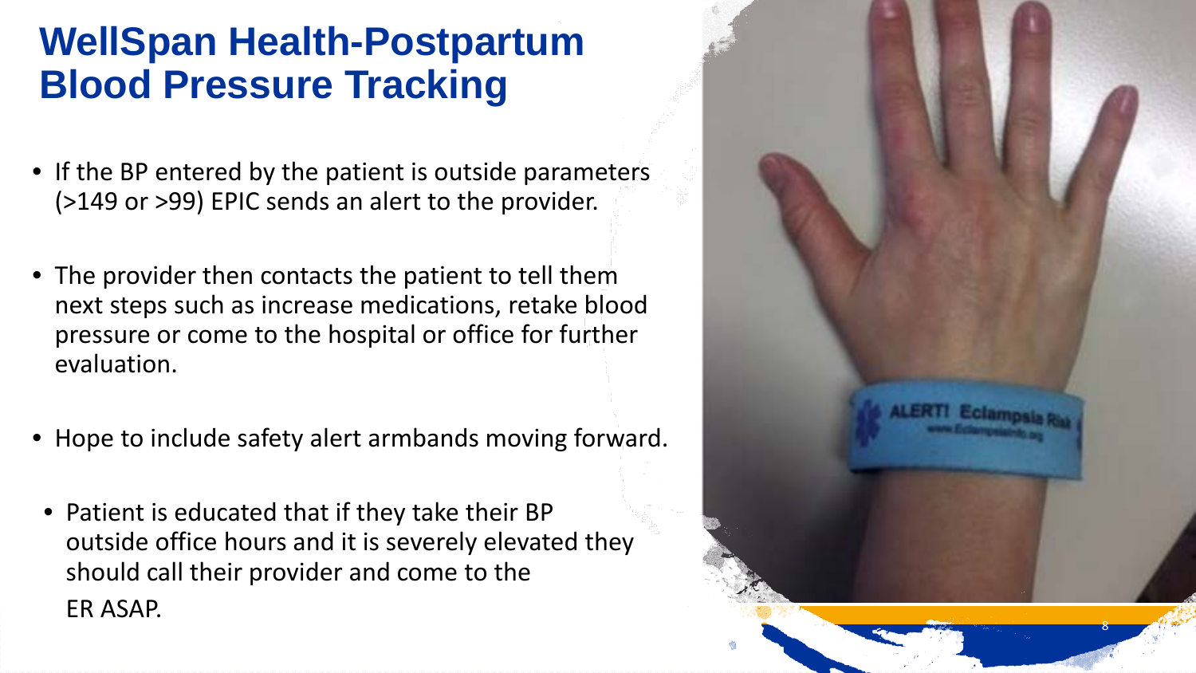# WellSpan Health-Postpartum Blood Pressure Tracking

- If the BP entered by the patient is outside parameters (>149 or >99) EPIC sends an alert to the provider.
- The provider then contacts the patient to tell them next steps such as increase medications, retake blood pressure or come to the hospital or office for further evaluation.
- Hope to include safety alert armbands moving forward.
  - Patient is educated that if they take their BP outside office hours and it is severely elevated they should call their provider and come to the ER ASAP.